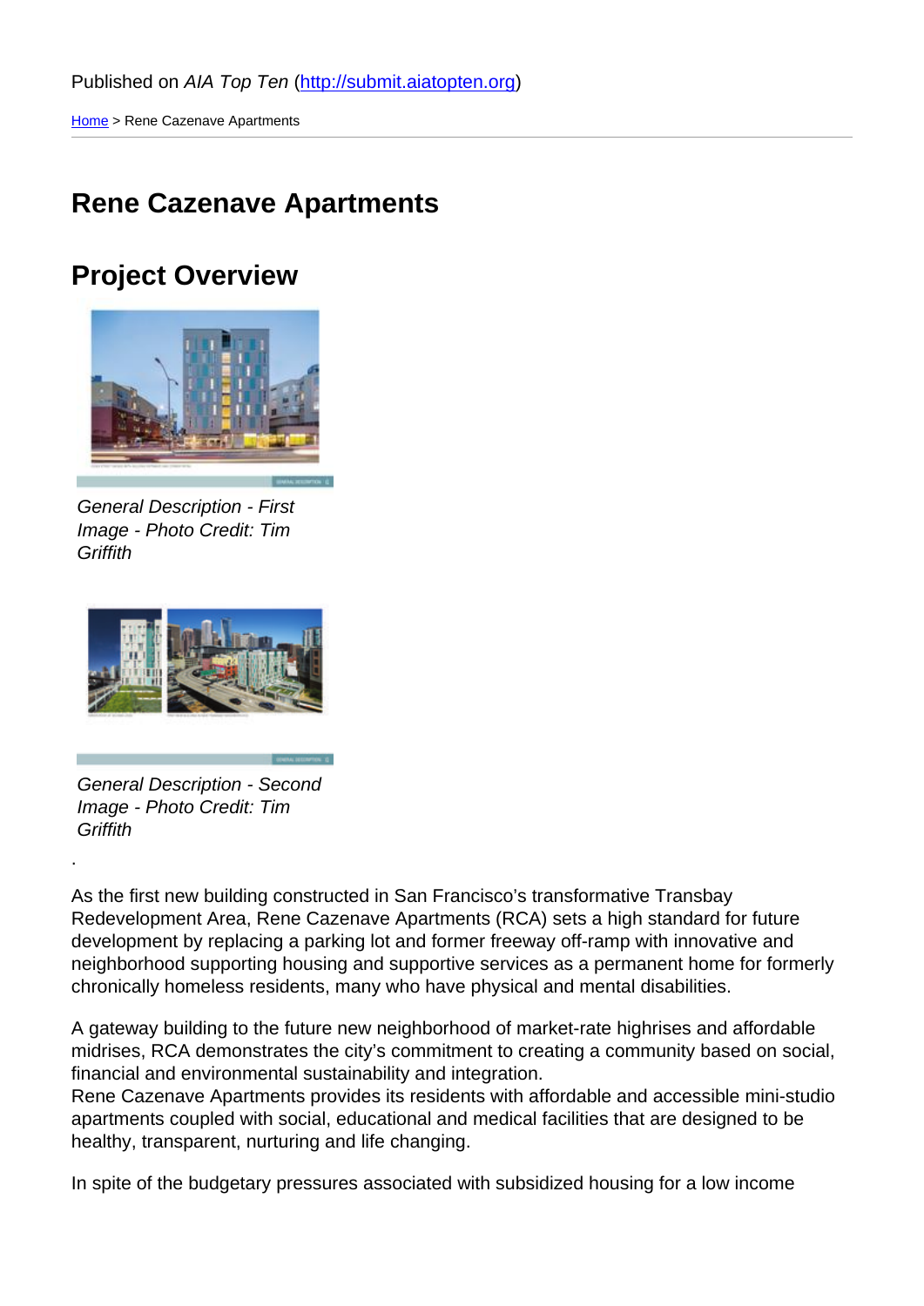Published on *AIA Top Ten* (http://submit.aiatopten.org)

Home > Rene Cazenave Apartments

# Rene Cazenave Apartments

## Project Overview

*General Description - First Image - Photo Credit: Tim Griffith*

*General Description - Second Image - Photo Credit: Tim Griffith*

.

As the first new building constructed in San Francisco's transformative Transbay Redevelopment Area, Rene Cazenave Apartments (RCA) sets a high standard for future development by replacing a parking lot and former freeway off-ramp with innovative and neighborhood supporting housing and supportive services as a permanent home for formerly chronically homeless residents, many who have physical and mental disabilities.

A gateway building to the future new neighborhood of market-rate highrises and affordable midrises, RCA demonstrates the city's commitment to creating a community based on social, financial and environmental sustainability and integration.
Rene Cazenave Apartments provides its residents with affordable and accessible mini-studio apartments coupled with social, educational and medical facilities that are designed to be healthy, transparent, nurturing and life changing.

In spite of the budgetary pressures associated with subsidized housing for a low income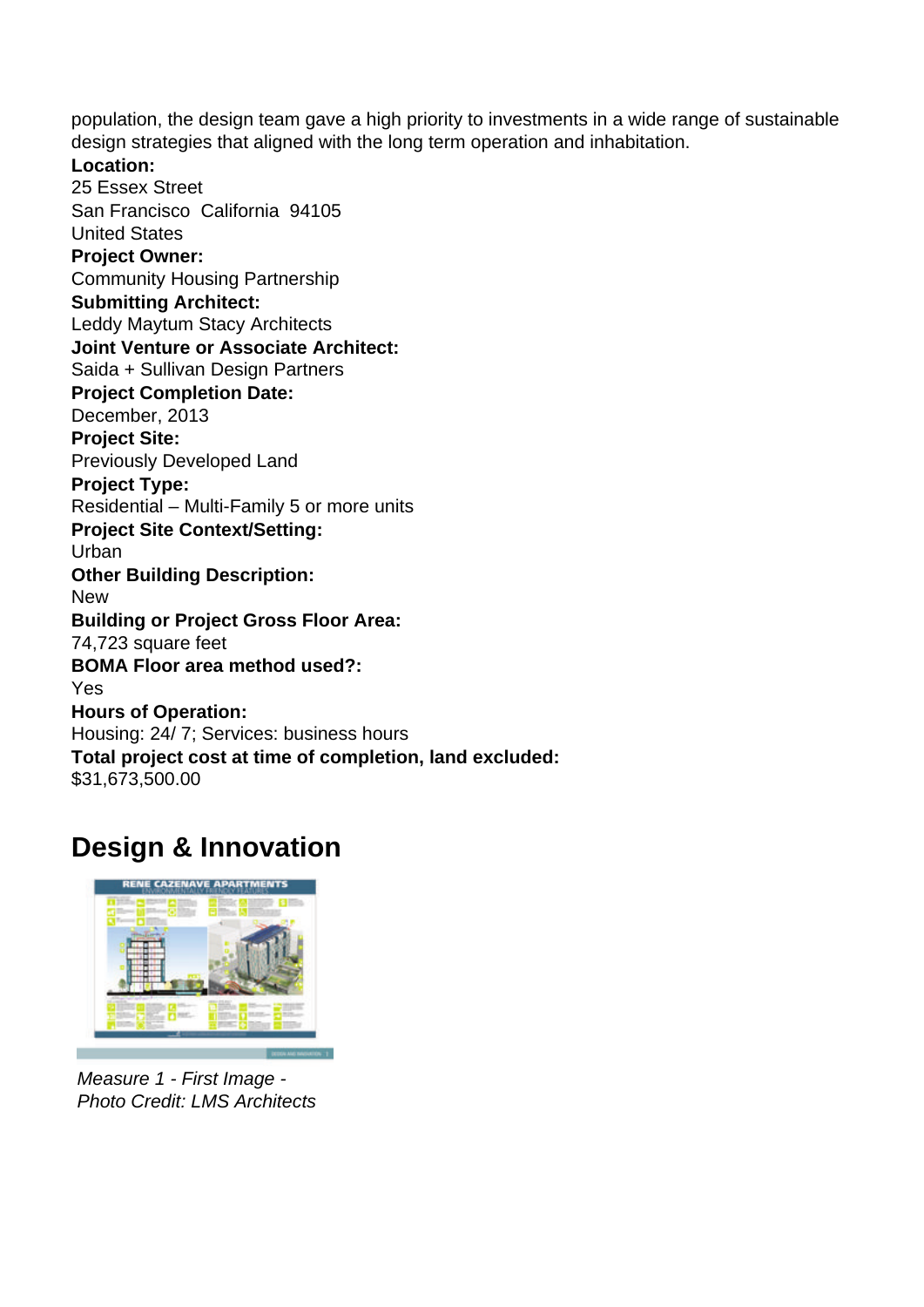population, the design team gave a high priority to investments in a wide range of sustainable design strategies that aligned with the long term operation and inhabitation.

**Location:**
25 Essex Street
San Francisco California 94105
United States

**Project Owner:**
Community Housing Partnership

**Submitting Architect:**
Leddy Maytum Stacy Architects

**Joint Venture or Associate Architect:**
Saida + Sullivan Design Partners

**Project Completion Date:**
December, 2013

**Project Site:**
Previously Developed Land

**Project Type:**
Residential – Multi-Family 5 or more units

**Project Site Context/Setting:**
Urban

**Other Building Description:**
New

**Building or Project Gross Floor Area:**
74,723 square feet

**BOMA Floor area method used?:**
Yes

**Hours of Operation:**
Housing: 24/ 7; Services: business hours

**Total project cost at time of completion, land excluded:**
$31,673,500.00

## Design & Innovation

*Measure 1 - First Image - Photo Credit: LMS Architects*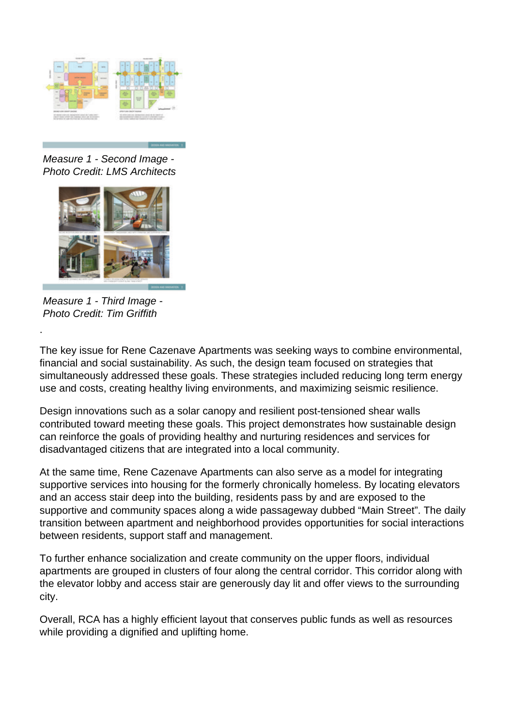*Measure 1 - Second Image - Photo Credit: LMS Architects*

*Measure 1 - Third Image - Photo Credit: Tim Griffith*

.

The key issue for Rene Cazenave Apartments was seeking ways to combine environmental, financial and social sustainability. As such, the design team focused on strategies that simultaneously addressed these goals. These strategies included reducing long term energy use and costs, creating healthy living environments, and maximizing seismic resilience.

Design innovations such as a solar canopy and resilient post-tensioned shear walls contributed toward meeting these goals. This project demonstrates how sustainable design can reinforce the goals of providing healthy and nurturing residences and services for disadvantaged citizens that are integrated into a local community.

At the same time, Rene Cazenave Apartments can also serve as a model for integrating supportive services into housing for the formerly chronically homeless. By locating elevators and an access stair deep into the building, residents pass by and are exposed to the supportive and community spaces along a wide passageway dubbed "Main Street". The daily transition between apartment and neighborhood provides opportunities for social interactions between residents, support staff and management.

To further enhance socialization and create community on the upper floors, individual apartments are grouped in clusters of four along the central corridor. This corridor along with the elevator lobby and access stair are generously day lit and offer views to the surrounding city.

Overall, RCA has a highly efficient layout that conserves public funds as well as resources while providing a dignified and uplifting home.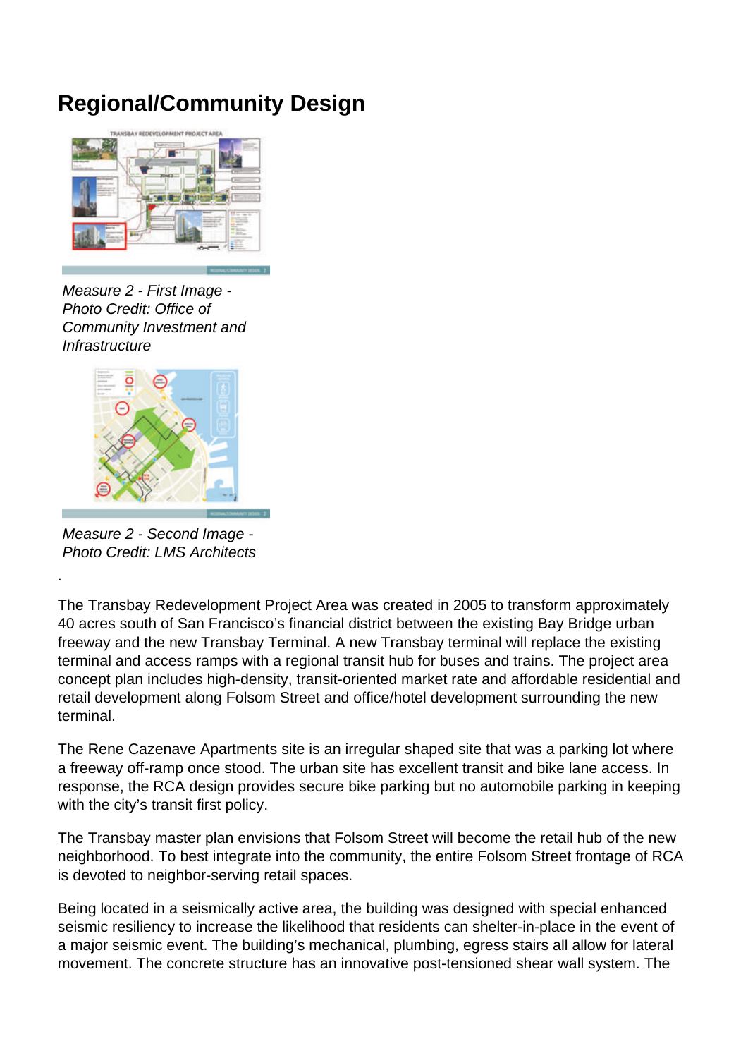# Regional/Community Design

*Measure 2 - First Image - Photo Credit: Office of Community Investment and Infrastructure*

*Measure 2 - Second Image - Photo Credit: LMS Architects*

.

The Transbay Redevelopment Project Area was created in 2005 to transform approximately 40 acres south of San Francisco's financial district between the existing Bay Bridge urban freeway and the new Transbay Terminal. A new Transbay terminal will replace the existing terminal and access ramps with a regional transit hub for buses and trains. The project area concept plan includes high-density, transit-oriented market rate and affordable residential and retail development along Folsom Street and office/hotel development surrounding the new terminal.

The Rene Cazenave Apartments site is an irregular shaped site that was a parking lot where a freeway off-ramp once stood. The urban site has excellent transit and bike lane access. In response, the RCA design provides secure bike parking but no automobile parking in keeping with the city's transit first policy.

The Transbay master plan envisions that Folsom Street will become the retail hub of the new neighborhood. To best integrate into the community, the entire Folsom Street frontage of RCA is devoted to neighbor-serving retail spaces.

Being located in a seismically active area, the building was designed with special enhanced seismic resiliency to increase the likelihood that residents can shelter-in-place in the event of a major seismic event. The building's mechanical, plumbing, egress stairs all allow for lateral movement. The concrete structure has an innovative post-tensioned shear wall system. The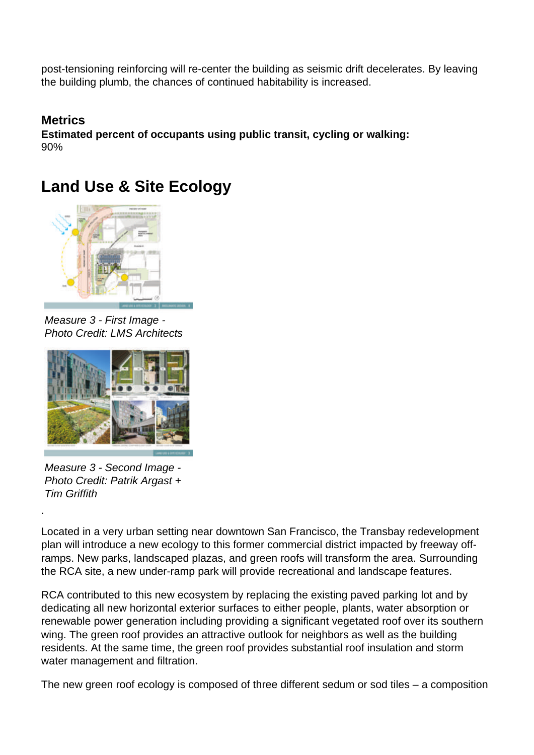post-tensioning reinforcing will re-center the building as seismic drift decelerates. By leaving the building plumb, the chances of continued habitability is increased.

### Metrics

**Estimated percent of occupants using public transit, cycling or walking:**
90%

## Land Use & Site Ecology

*Measure 3 - First Image - Photo Credit: LMS Architects*

*Measure 3 - Second Image - Photo Credit: Patrik Argast + Tim Griffith*

.

Located in a very urban setting near downtown San Francisco, the Transbay redevelopment plan will introduce a new ecology to this former commercial district impacted by freeway off-ramps. New parks, landscaped plazas, and green roofs will transform the area. Surrounding the RCA site, a new under-ramp park will provide recreational and landscape features.

RCA contributed to this new ecosystem by replacing the existing paved parking lot and by dedicating all new horizontal exterior surfaces to either people, plants, water absorption or renewable power generation including providing a significant vegetated roof over its southern wing. The green roof provides an attractive outlook for neighbors as well as the building residents. At the same time, the green roof provides substantial roof insulation and storm water management and filtration.

The new green roof ecology is composed of three different sedum or sod tiles – a composition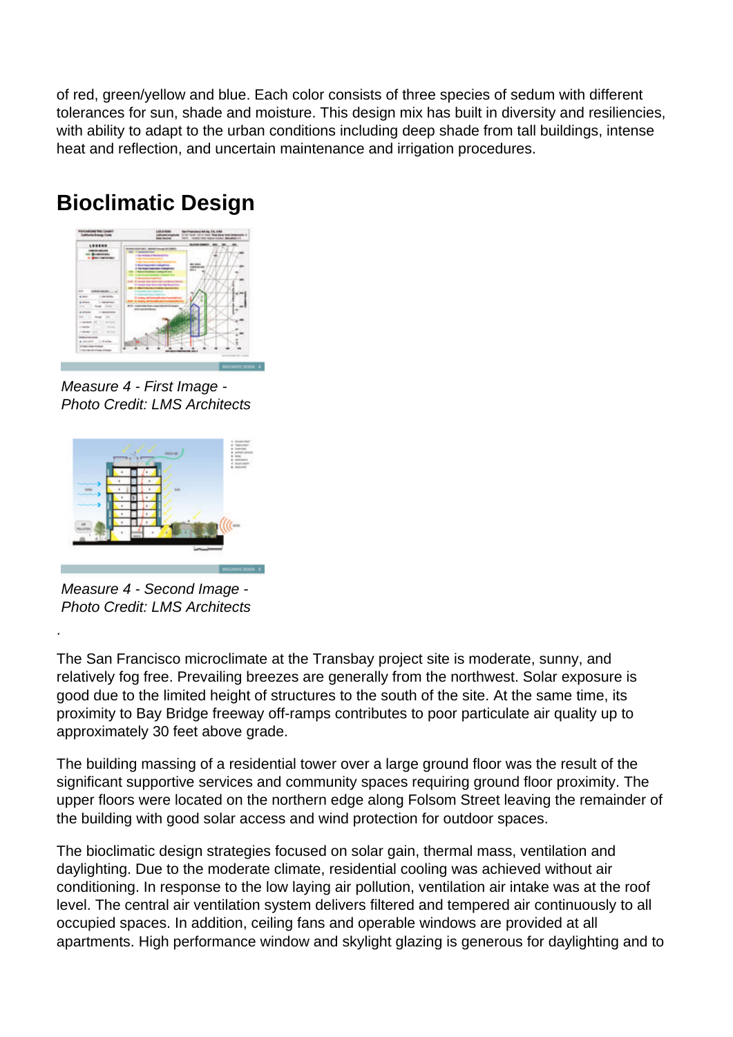of red, green/yellow and blue. Each color consists of three species of sedum with different tolerances for sun, shade and moisture. This design mix has built in diversity and resiliencies, with ability to adapt to the urban conditions including deep shade from tall buildings, intense heat and reflection, and uncertain maintenance and irrigation procedures.

## Bioclimatic Design

*Measure 4 - First Image - Photo Credit: LMS Architects*

*Measure 4 - Second Image - Photo Credit: LMS Architects*

.

The San Francisco microclimate at the Transbay project site is moderate, sunny, and relatively fog free. Prevailing breezes are generally from the northwest. Solar exposure is good due to the limited height of structures to the south of the site. At the same time, its proximity to Bay Bridge freeway off-ramps contributes to poor particulate air quality up to approximately 30 feet above grade.

The building massing of a residential tower over a large ground floor was the result of the significant supportive services and community spaces requiring ground floor proximity. The upper floors were located on the northern edge along Folsom Street leaving the remainder of the building with good solar access and wind protection for outdoor spaces.

The bioclimatic design strategies focused on solar gain, thermal mass, ventilation and daylighting. Due to the moderate climate, residential cooling was achieved without air conditioning. In response to the low laying air pollution, ventilation air intake was at the roof level. The central air ventilation system delivers filtered and tempered air continuously to all occupied spaces. In addition, ceiling fans and operable windows are provided at all apartments. High performance window and skylight glazing is generous for daylighting and to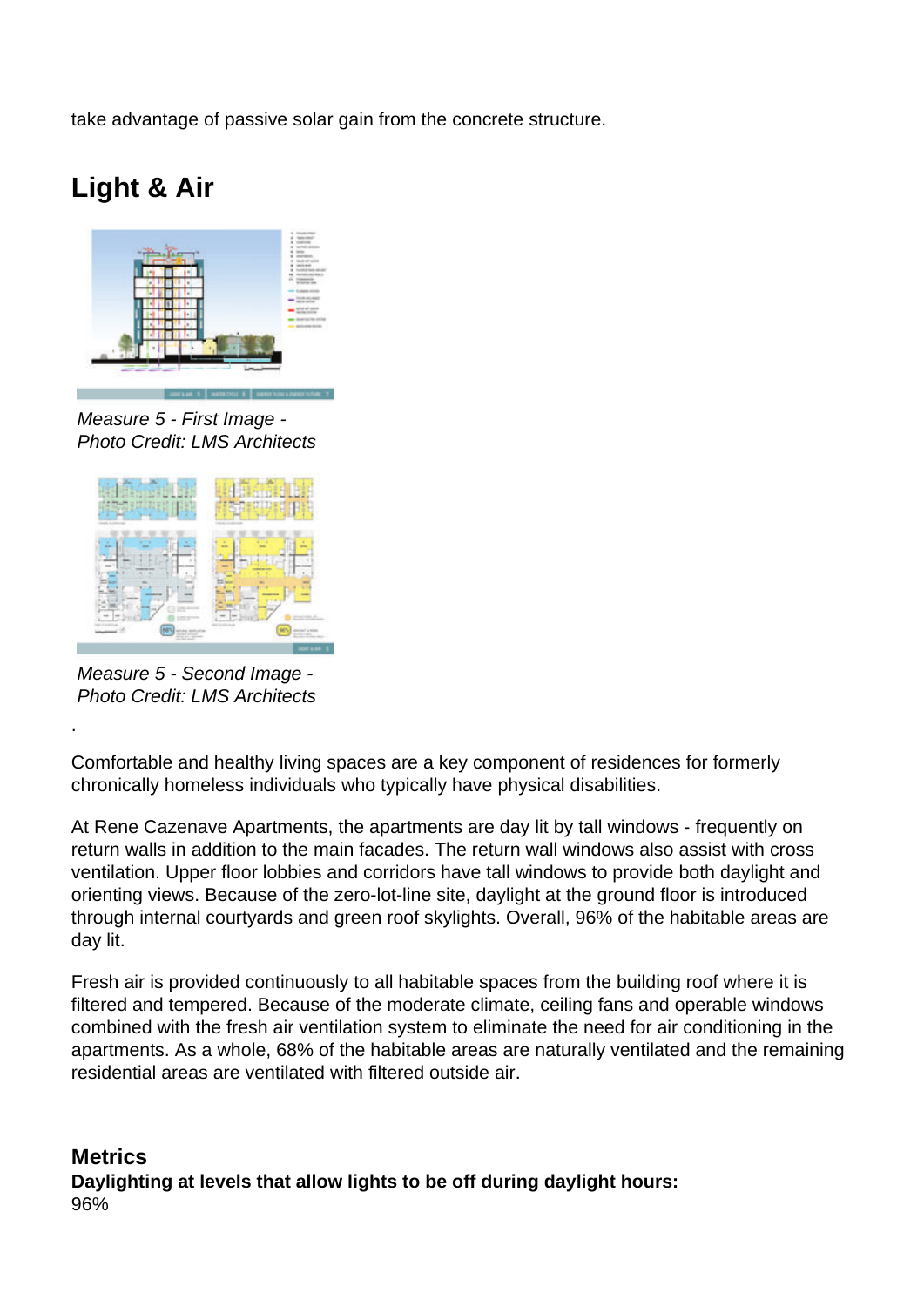take advantage of passive solar gain from the concrete structure.

## Light & Air

*Measure 5 - First Image - Photo Credit: LMS Architects*

*Measure 5 - Second Image - Photo Credit: LMS Architects*

.

Comfortable and healthy living spaces are a key component of residences for formerly chronically homeless individuals who typically have physical disabilities.

At Rene Cazenave Apartments, the apartments are day lit by tall windows - frequently on return walls in addition to the main facades. The return wall windows also assist with cross ventilation. Upper floor lobbies and corridors have tall windows to provide both daylight and orienting views. Because of the zero-lot-line site, daylight at the ground floor is introduced through internal courtyards and green roof skylights. Overall, 96% of the habitable areas are day lit.

Fresh air is provided continuously to all habitable spaces from the building roof where it is filtered and tempered. Because of the moderate climate, ceiling fans and operable windows combined with the fresh air ventilation system to eliminate the need for air conditioning in the apartments. As a whole, 68% of the habitable areas are naturally ventilated and the remaining residential areas are ventilated with filtered outside air.

### Metrics

**Daylighting at levels that allow lights to be off during daylight hours:**
96%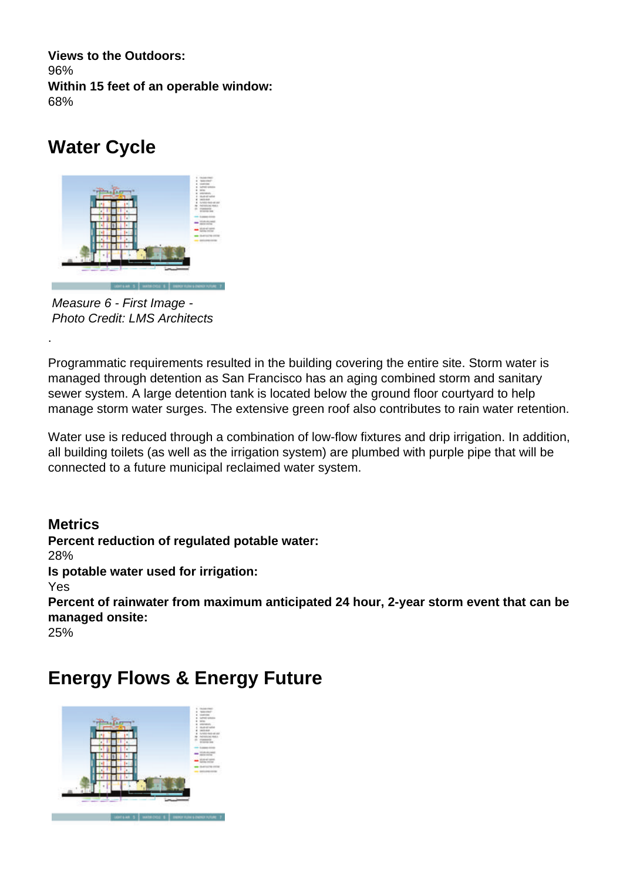**Views to the Outdoors:**
96%
**Within 15 feet of an operable window:**
68%

## Water Cycle

*Measure 6 - First Image - Photo Credit: LMS Architects*

.

Programmatic requirements resulted in the building covering the entire site. Storm water is managed through detention as San Francisco has an aging combined storm and sanitary sewer system. A large detention tank is located below the ground floor courtyard to help manage storm water surges. The extensive green roof also contributes to rain water retention.

Water use is reduced through a combination of low-flow fixtures and drip irrigation. In addition, all building toilets (as well as the irrigation system) are plumbed with purple pipe that will be connected to a future municipal reclaimed water system.

### Metrics

**Percent reduction of regulated potable water:**
28%
**Is potable water used for irrigation:**
Yes
**Percent of rainwater from maximum anticipated 24 hour, 2-year storm event that can be managed onsite:**
25%

## Energy Flows & Energy Future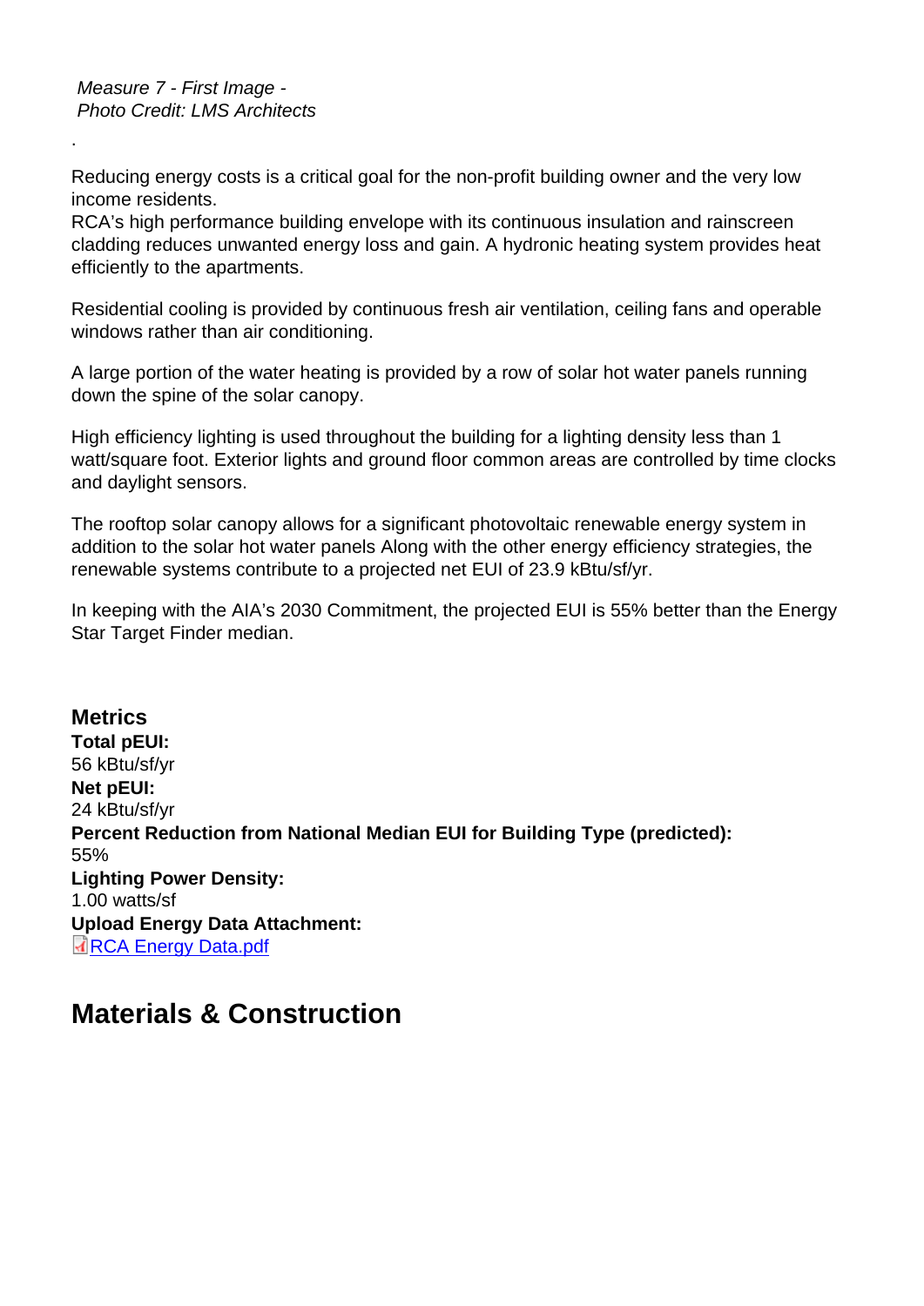*Measure 7 - First Image -*
*Photo Credit: LMS Architects*

.

Reducing energy costs is a critical goal for the non-profit building owner and the very low income residents.
RCA's high performance building envelope with its continuous insulation and rainscreen cladding reduces unwanted energy loss and gain. A hydronic heating system provides heat efficiently to the apartments.

Residential cooling is provided by continuous fresh air ventilation, ceiling fans and operable windows rather than air conditioning.

A large portion of the water heating is provided by a row of solar hot water panels running down the spine of the solar canopy.

High efficiency lighting is used throughout the building for a lighting density less than 1 watt/square foot. Exterior lights and ground floor common areas are controlled by time clocks and daylight sensors.

The rooftop solar canopy allows for a significant photovoltaic renewable energy system in addition to the solar hot water panels Along with the other energy efficiency strategies, the renewable systems contribute to a projected net EUI of 23.9 kBtu/sf/yr.

In keeping with the AIA's 2030 Commitment, the projected EUI is 55% better than the Energy Star Target Finder median.

### Metrics

**Total pEUI:**
56 kBtu/sf/yr
**Net pEUI:**
24 kBtu/sf/yr
**Percent Reduction from National Median EUI for Building Type (predicted):**
55%
**Lighting Power Density:**
1.00 watts/sf
**Upload Energy Data Attachment:**
RCA Energy Data.pdf

## Materials & Construction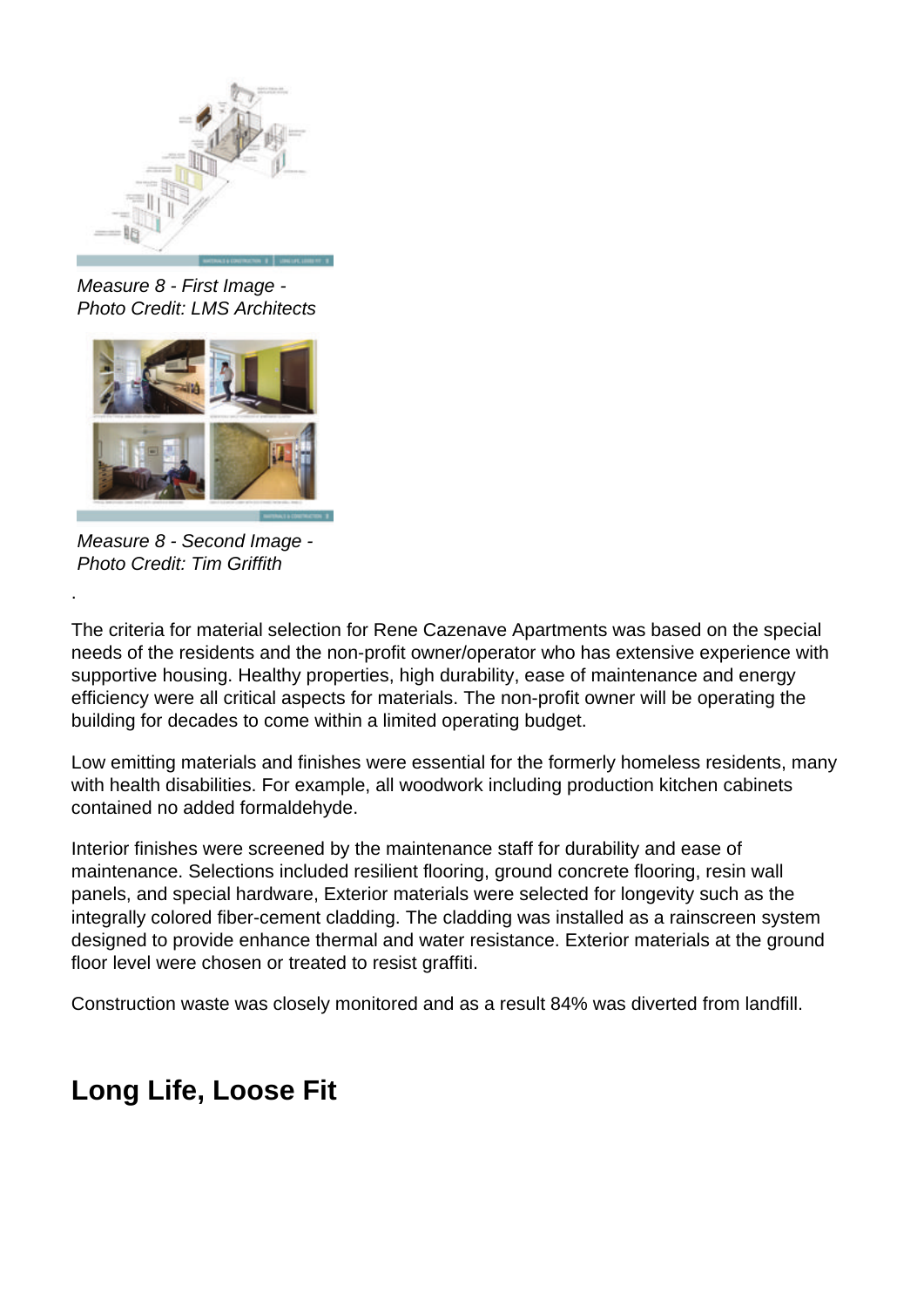*Measure 8 - First Image - Photo Credit: LMS Architects*

*Measure 8 - Second Image - Photo Credit: Tim Griffith*

.

The criteria for material selection for Rene Cazenave Apartments was based on the special needs of the residents and the non-profit owner/operator who has extensive experience with supportive housing. Healthy properties, high durability, ease of maintenance and energy efficiency were all critical aspects for materials. The non-profit owner will be operating the building for decades to come within a limited operating budget.

Low emitting materials and finishes were essential for the formerly homeless residents, many with health disabilities. For example, all woodwork including production kitchen cabinets contained no added formaldehyde.

Interior finishes were screened by the maintenance staff for durability and ease of maintenance. Selections included resilient flooring, ground concrete flooring, resin wall panels, and special hardware, Exterior materials were selected for longevity such as the integrally colored fiber-cement cladding. The cladding was installed as a rainscreen system designed to provide enhance thermal and water resistance. Exterior materials at the ground floor level were chosen or treated to resist graffiti.

Construction waste was closely monitored and as a result 84% was diverted from landfill.

## Long Life, Loose Fit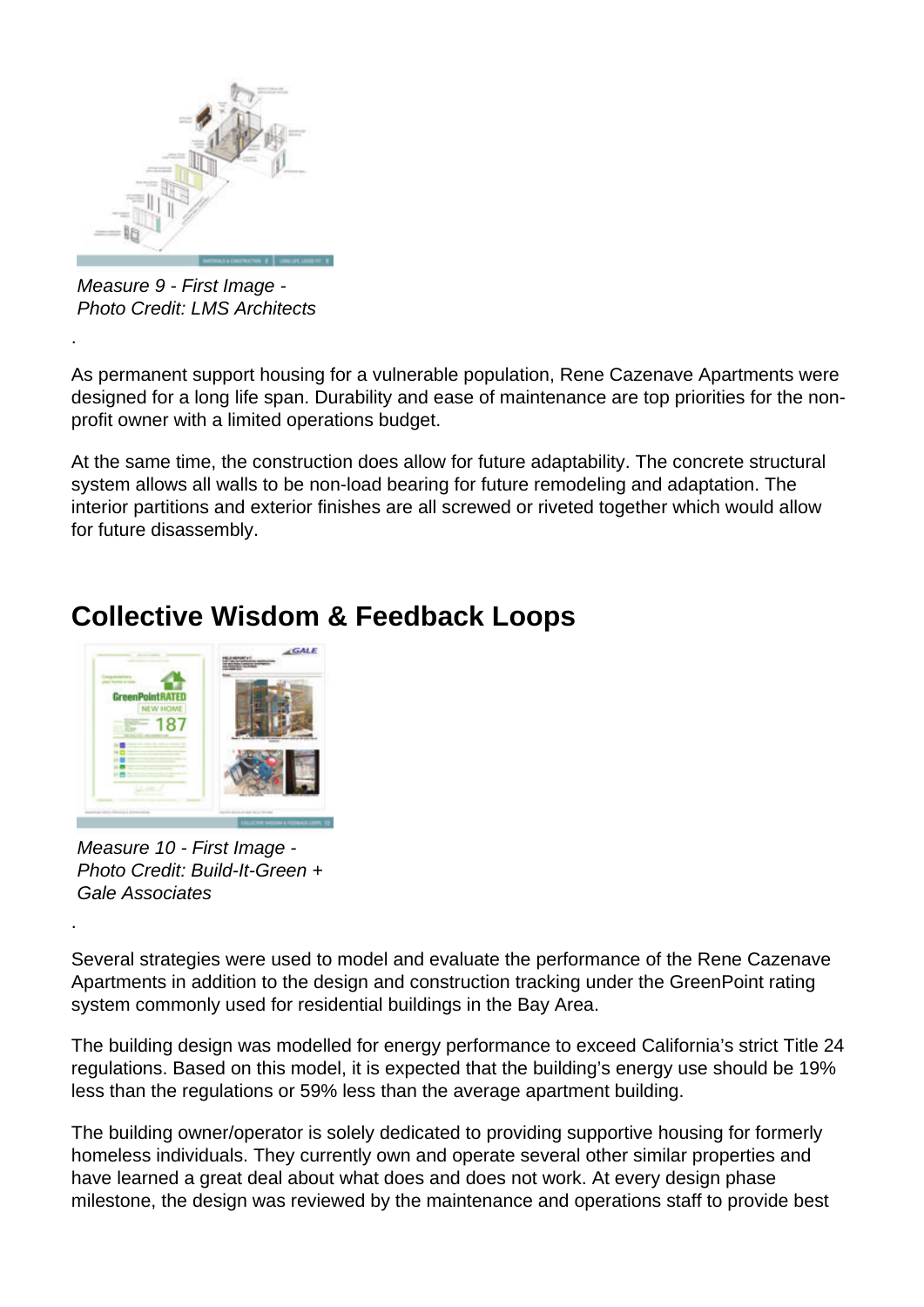*Measure 9 - First Image - Photo Credit: LMS Architects*

.

As permanent support housing for a vulnerable population, Rene Cazenave Apartments were designed for a long life span. Durability and ease of maintenance are top priorities for the non-profit owner with a limited operations budget.

At the same time, the construction does allow for future adaptability. The concrete structural system allows all walls to be non-load bearing for future remodeling and adaptation. The interior partitions and exterior finishes are all screwed or riveted together which would allow for future disassembly.

## Collective Wisdom & Feedback Loops

*Measure 10 - First Image - Photo Credit: Build-It-Green + Gale Associates*

.

Several strategies were used to model and evaluate the performance of the Rene Cazenave Apartments in addition to the design and construction tracking under the GreenPoint rating system commonly used for residential buildings in the Bay Area.

The building design was modelled for energy performance to exceed California's strict Title 24 regulations. Based on this model, it is expected that the building's energy use should be 19% less than the regulations or 59% less than the average apartment building.

The building owner/operator is solely dedicated to providing supportive housing for formerly homeless individuals. They currently own and operate several other similar properties and have learned a great deal about what does and does not work. At every design phase milestone, the design was reviewed by the maintenance and operations staff to provide best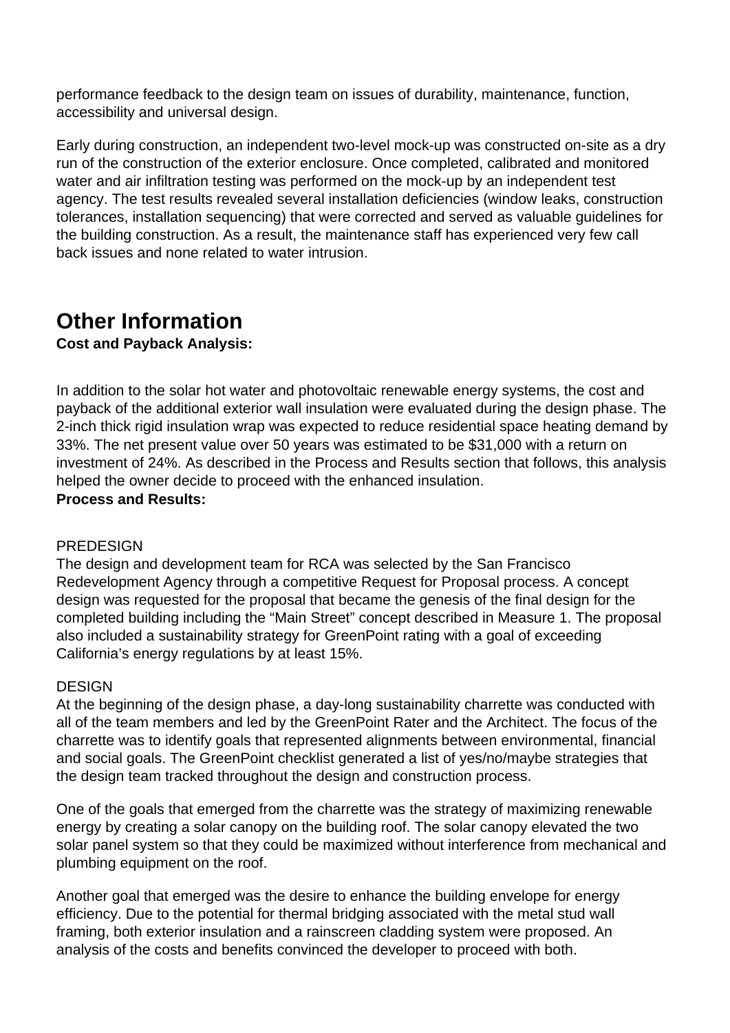performance feedback to the design team on issues of durability, maintenance, function, accessibility and universal design.

Early during construction, an independent two-level mock-up was constructed on-site as a dry run of the construction of the exterior enclosure. Once completed, calibrated and monitored water and air infiltration testing was performed on the mock-up by an independent test agency. The test results revealed several installation deficiencies (window leaks, construction tolerances, installation sequencing) that were corrected and served as valuable guidelines for the building construction. As a result, the maintenance staff has experienced very few call back issues and none related to water intrusion.

# Other Information

**Cost and Payback Analysis:**

In addition to the solar hot water and photovoltaic renewable energy systems, the cost and payback of the additional exterior wall insulation were evaluated during the design phase. The 2-inch thick rigid insulation wrap was expected to reduce residential space heating demand by 33%. The net present value over 50 years was estimated to be $31,000 with a return on investment of 24%. As described in the Process and Results section that follows, this analysis helped the owner decide to proceed with the enhanced insulation.

**Process and Results:**

PREDESIGN

The design and development team for RCA was selected by the San Francisco Redevelopment Agency through a competitive Request for Proposal process. A concept design was requested for the proposal that became the genesis of the final design for the completed building including the "Main Street" concept described in Measure 1. The proposal also included a sustainability strategy for GreenPoint rating with a goal of exceeding California's energy regulations by at least 15%.

DESIGN

At the beginning of the design phase, a day-long sustainability charrette was conducted with all of the team members and led by the GreenPoint Rater and the Architect. The focus of the charrette was to identify goals that represented alignments between environmental, financial and social goals. The GreenPoint checklist generated a list of yes/no/maybe strategies that the design team tracked throughout the design and construction process.

One of the goals that emerged from the charrette was the strategy of maximizing renewable energy by creating a solar canopy on the building roof. The solar canopy elevated the two solar panel system so that they could be maximized without interference from mechanical and plumbing equipment on the roof.

Another goal that emerged was the desire to enhance the building envelope for energy efficiency. Due to the potential for thermal bridging associated with the metal stud wall framing, both exterior insulation and a rainscreen cladding system were proposed. An analysis of the costs and benefits convinced the developer to proceed with both.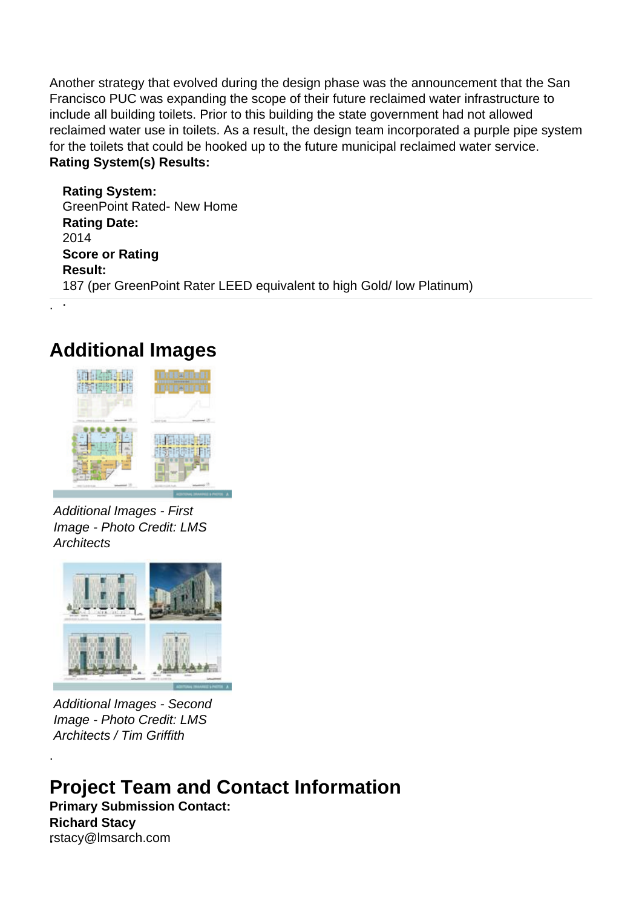Another strategy that evolved during the design phase was the announcement that the San Francisco PUC was expanding the scope of their future reclaimed water infrastructure to include all building toilets. Prior to this building the state government had not allowed reclaimed water use in toilets. As a result, the design team incorporated a purple pipe system for the toilets that could be hooked up to the future municipal reclaimed water service.

**Rating System(s) Results:**

**Rating System:**
GreenPoint Rated- New Home
**Rating Date:**
2014
**Score or Rating Result:**
187 (per GreenPoint Rater LEED equivalent to high Gold/ low Platinum)

## Additional Images

*Additional Images - First Image - Photo Credit: LMS Architects*

*Additional Images - Second Image - Photo Credit: LMS Architects / Tim Griffith*

## Project Team and Contact Information

**Primary Submission Contact:**
**Richard Stacy**
rstacy@lmsarch.com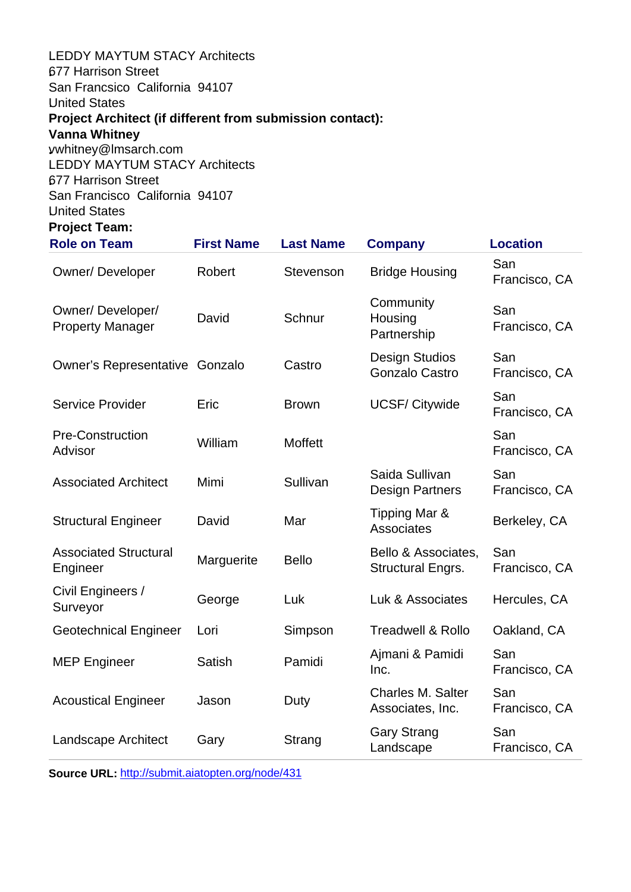LEDDY MAYTUM STACY Architects
677 Harrison Street
San Francsico  California  94107
United States

**Project Architect (if different from submission contact):**

**Vanna Whitney**
vwhitney@lmsarch.com
LEDDY MAYTUM STACY Architects
677 Harrison Street
San Francisco  California  94107
United States

**Project Team:**

| Role on Team | First Name | Last Name | Company | Location |
|---|---|---|---|---|
| Owner/ Developer | Robert | Stevenson | Bridge Housing | San Francisco, CA |
| Owner/ Developer/ Property Manager | David | Schnur | Community Housing Partnership | San Francisco, CA |
| Owner's Representative | Gonzalo | Castro | Design Studios Gonzalo Castro | San Francisco, CA |
| Service Provider | Eric | Brown | UCSF/ Citywide | San Francisco, CA |
| Pre-Construction Advisor | William | Moffett | | San Francisco, CA |
| Associated Architect | Mimi | Sullivan | Saida Sullivan Design Partners | San Francisco, CA |
| Structural Engineer | David | Mar | Tipping Mar & Associates | Berkeley, CA |
| Associated Structural Engineer | Marguerite | Bello | Bello & Associates, Structural Engrs. | San Francisco, CA |
| Civil Engineers / Surveyor | George | Luk | Luk & Associates | Hercules, CA |
| Geotechnical Engineer | Lori | Simpson | Treadwell & Rollo | Oakland, CA |
| MEP Engineer | Satish | Pamidi | Ajmani & Pamidi Inc. | San Francisco, CA |
| Acoustical Engineer | Jason | Duty | Charles M. Salter Associates, Inc. | San Francisco, CA |
| Landscape Architect | Gary | Strang | Gary Strang Landscape | San Francisco, CA |

**Source URL:** http://submit.aiatopten.org/node/431